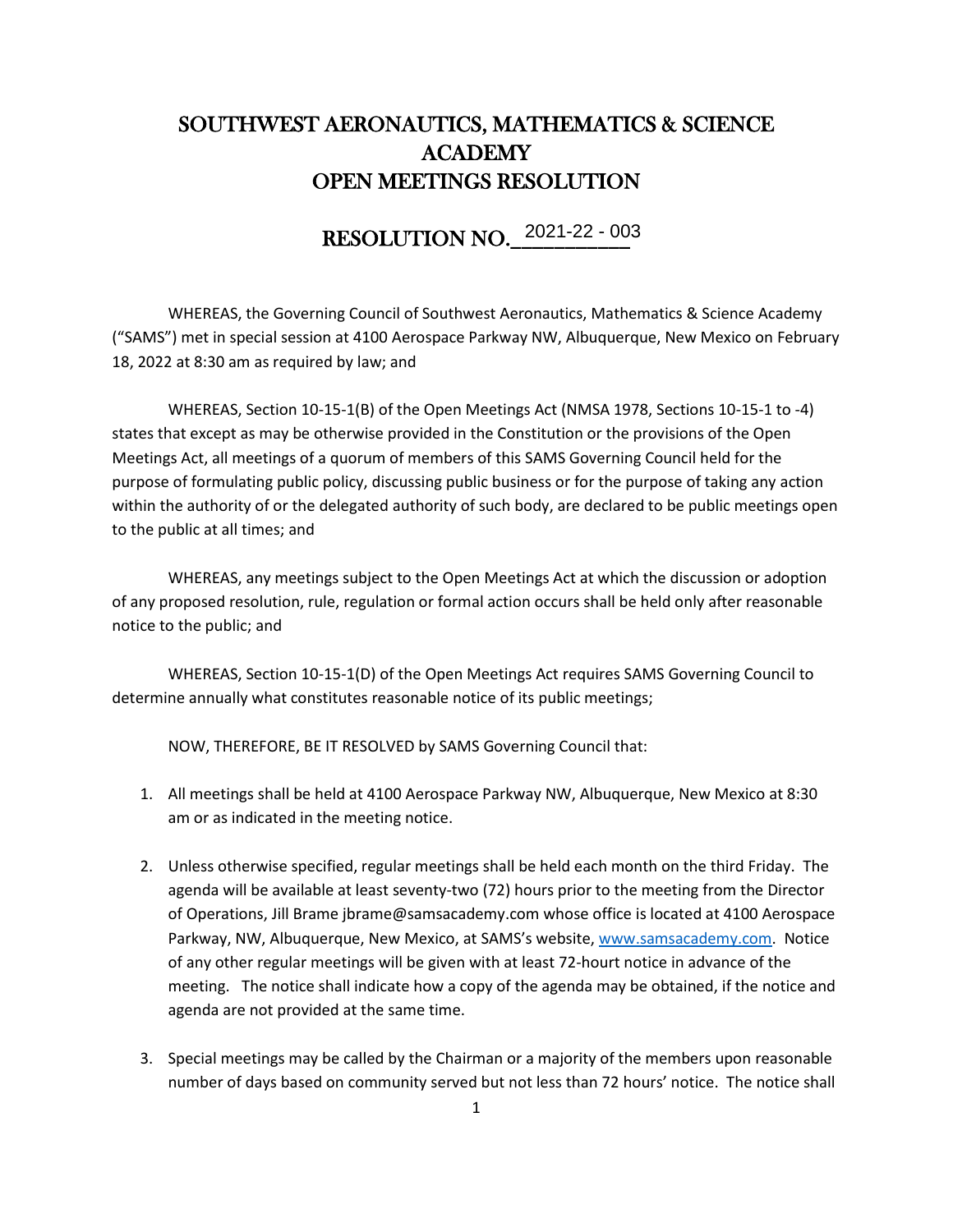# SOUTHWEST AERONAUTICS, MATHEMATICS & SCIENCE ACADEMY
# OPEN MEETINGS RESOLUTION

## RESOLUTION NO. 2021-22 - 003

WHEREAS, the Governing Council of Southwest Aeronautics, Mathematics & Science Academy ("SAMS") met in special session at 4100 Aerospace Parkway NW, Albuquerque, New Mexico on February 18, 2022 at 8:30 am as required by law; and

WHEREAS, Section 10-15-1(B) of the Open Meetings Act (NMSA 1978, Sections 10-15-1 to -4) states that except as may be otherwise provided in the Constitution or the provisions of the Open Meetings Act, all meetings of a quorum of members of this SAMS Governing Council held for the purpose of formulating public policy, discussing public business or for the purpose of taking any action within the authority of or the delegated authority of such body, are declared to be public meetings open to the public at all times; and

WHEREAS, any meetings subject to the Open Meetings Act at which the discussion or adoption of any proposed resolution, rule, regulation or formal action occurs shall be held only after reasonable notice to the public; and

WHEREAS, Section 10-15-1(D) of the Open Meetings Act requires SAMS Governing Council to determine annually what constitutes reasonable notice of its public meetings;

NOW, THEREFORE, BE IT RESOLVED by SAMS Governing Council that:

1. All meetings shall be held at 4100 Aerospace Parkway NW, Albuquerque, New Mexico at 8:30 am or as indicated in the meeting notice.

2. Unless otherwise specified, regular meetings shall be held each month on the third Friday. The agenda will be available at least seventy-two (72) hours prior to the meeting from the Director of Operations, Jill Brame jbrame@samsacademy.com whose office is located at 4100 Aerospace Parkway, NW, Albuquerque, New Mexico, at SAMS's website, www.samsacademy.com. Notice of any other regular meetings will be given with at least 72-hourt notice in advance of the meeting. The notice shall indicate how a copy of the agenda may be obtained, if the notice and agenda are not provided at the same time.

3. Special meetings may be called by the Chairman or a majority of the members upon reasonable number of days based on community served but not less than 72 hours' notice. The notice shall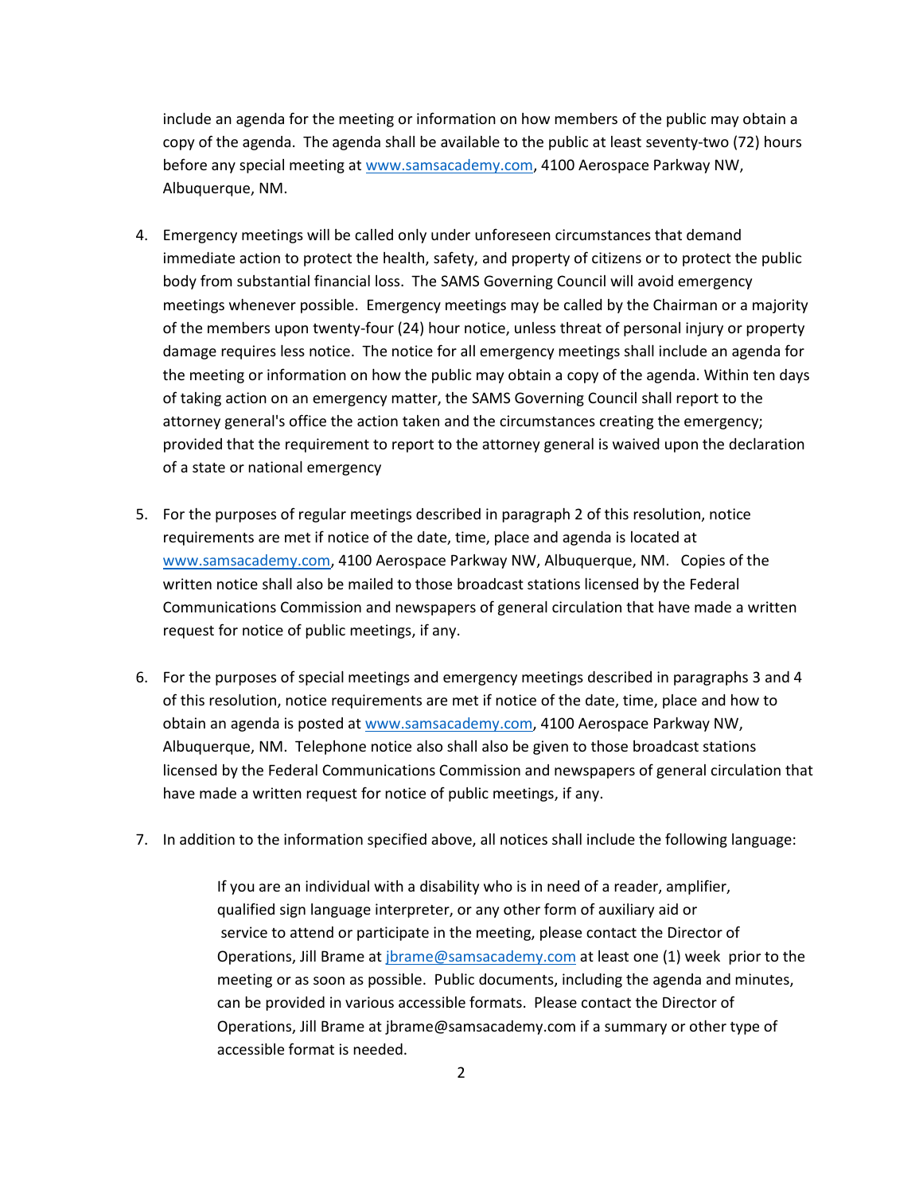include an agenda for the meeting or information on how members of the public may obtain a copy of the agenda. The agenda shall be available to the public at least seventy-two (72) hours before any special meeting at www.samsacademy.com, 4100 Aerospace Parkway NW, Albuquerque, NM.

4. Emergency meetings will be called only under unforeseen circumstances that demand immediate action to protect the health, safety, and property of citizens or to protect the public body from substantial financial loss. The SAMS Governing Council will avoid emergency meetings whenever possible. Emergency meetings may be called by the Chairman or a majority of the members upon twenty-four (24) hour notice, unless threat of personal injury or property damage requires less notice. The notice for all emergency meetings shall include an agenda for the meeting or information on how the public may obtain a copy of the agenda. Within ten days of taking action on an emergency matter, the SAMS Governing Council shall report to the attorney general's office the action taken and the circumstances creating the emergency; provided that the requirement to report to the attorney general is waived upon the declaration of a state or national emergency

5. For the purposes of regular meetings described in paragraph 2 of this resolution, notice requirements are met if notice of the date, time, place and agenda is located at www.samsacademy.com, 4100 Aerospace Parkway NW, Albuquerque, NM. Copies of the written notice shall also be mailed to those broadcast stations licensed by the Federal Communications Commission and newspapers of general circulation that have made a written request for notice of public meetings, if any.

6. For the purposes of special meetings and emergency meetings described in paragraphs 3 and 4 of this resolution, notice requirements are met if notice of the date, time, place and how to obtain an agenda is posted at www.samsacademy.com, 4100 Aerospace Parkway NW, Albuquerque, NM. Telephone notice also shall also be given to those broadcast stations licensed by the Federal Communications Commission and newspapers of general circulation that have made a written request for notice of public meetings, if any.

7. In addition to the information specified above, all notices shall include the following language:

   > If you are an individual with a disability who is in need of a reader, amplifier, qualified sign language interpreter, or any other form of auxiliary aid or service to attend or participate in the meeting, please contact the Director of Operations, Jill Brame at jbrame@samsacademy.com at least one (1) week prior to the meeting or as soon as possible. Public documents, including the agenda and minutes, can be provided in various accessible formats. Please contact the Director of Operations, Jill Brame at jbrame@samsacademy.com if a summary or other type of accessible format is needed.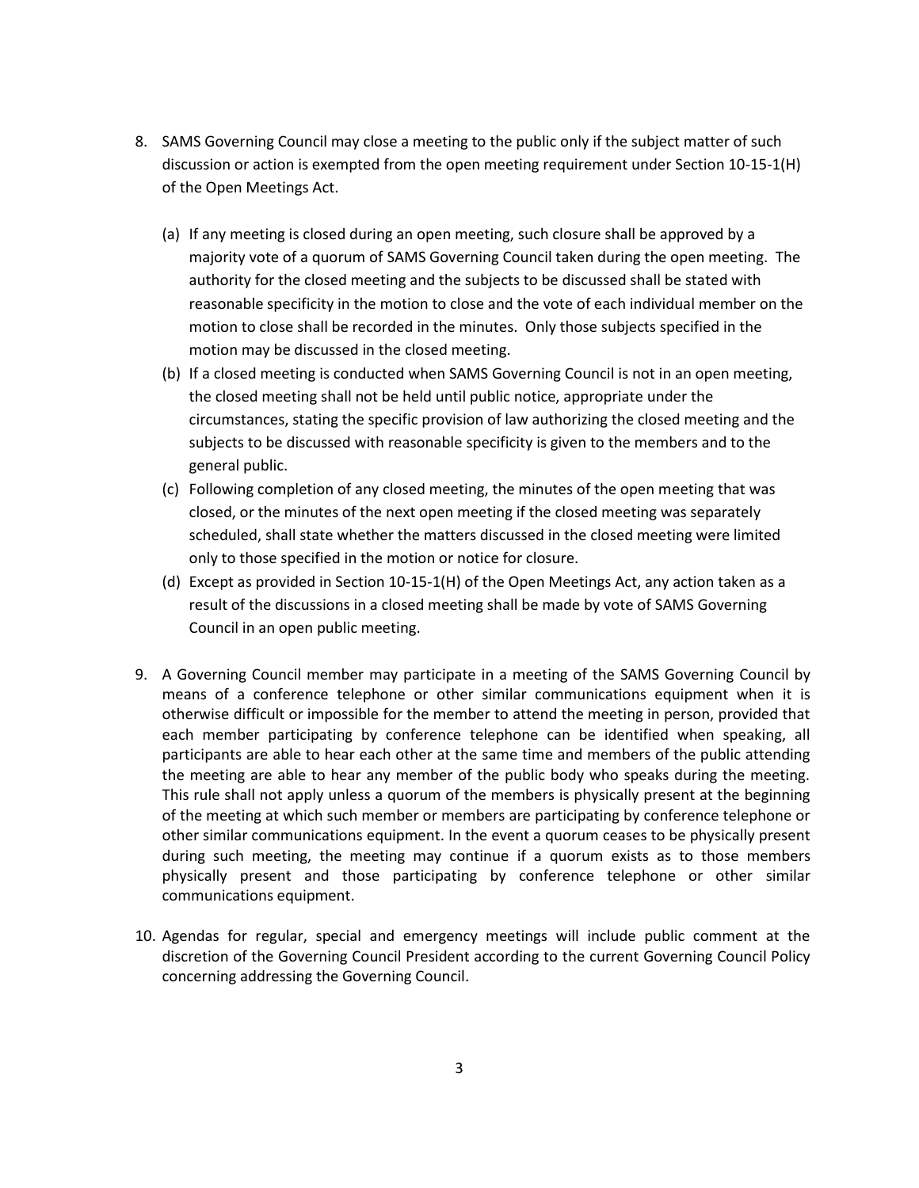8. SAMS Governing Council may close a meeting to the public only if the subject matter of such discussion or action is exempted from the open meeting requirement under Section 10-15-1(H) of the Open Meetings Act.

   (a) If any meeting is closed during an open meeting, such closure shall be approved by a majority vote of a quorum of SAMS Governing Council taken during the open meeting. The authority for the closed meeting and the subjects to be discussed shall be stated with reasonable specificity in the motion to close and the vote of each individual member on the motion to close shall be recorded in the minutes. Only those subjects specified in the motion may be discussed in the closed meeting.

   (b) If a closed meeting is conducted when SAMS Governing Council is not in an open meeting, the closed meeting shall not be held until public notice, appropriate under the circumstances, stating the specific provision of law authorizing the closed meeting and the subjects to be discussed with reasonable specificity is given to the members and to the general public.

   (c) Following completion of any closed meeting, the minutes of the open meeting that was closed, or the minutes of the next open meeting if the closed meeting was separately scheduled, shall state whether the matters discussed in the closed meeting were limited only to those specified in the motion or notice for closure.

   (d) Except as provided in Section 10-15-1(H) of the Open Meetings Act, any action taken as a result of the discussions in a closed meeting shall be made by vote of SAMS Governing Council in an open public meeting.

9. A Governing Council member may participate in a meeting of the SAMS Governing Council by means of a conference telephone or other similar communications equipment when it is otherwise difficult or impossible for the member to attend the meeting in person, provided that each member participating by conference telephone can be identified when speaking, all participants are able to hear each other at the same time and members of the public attending the meeting are able to hear any member of the public body who speaks during the meeting. This rule shall not apply unless a quorum of the members is physically present at the beginning of the meeting at which such member or members are participating by conference telephone or other similar communications equipment. In the event a quorum ceases to be physically present during such meeting, the meeting may continue if a quorum exists as to those members physically present and those participating by conference telephone or other similar communications equipment.

10. Agendas for regular, special and emergency meetings will include public comment at the discretion of the Governing Council President according to the current Governing Council Policy concerning addressing the Governing Council.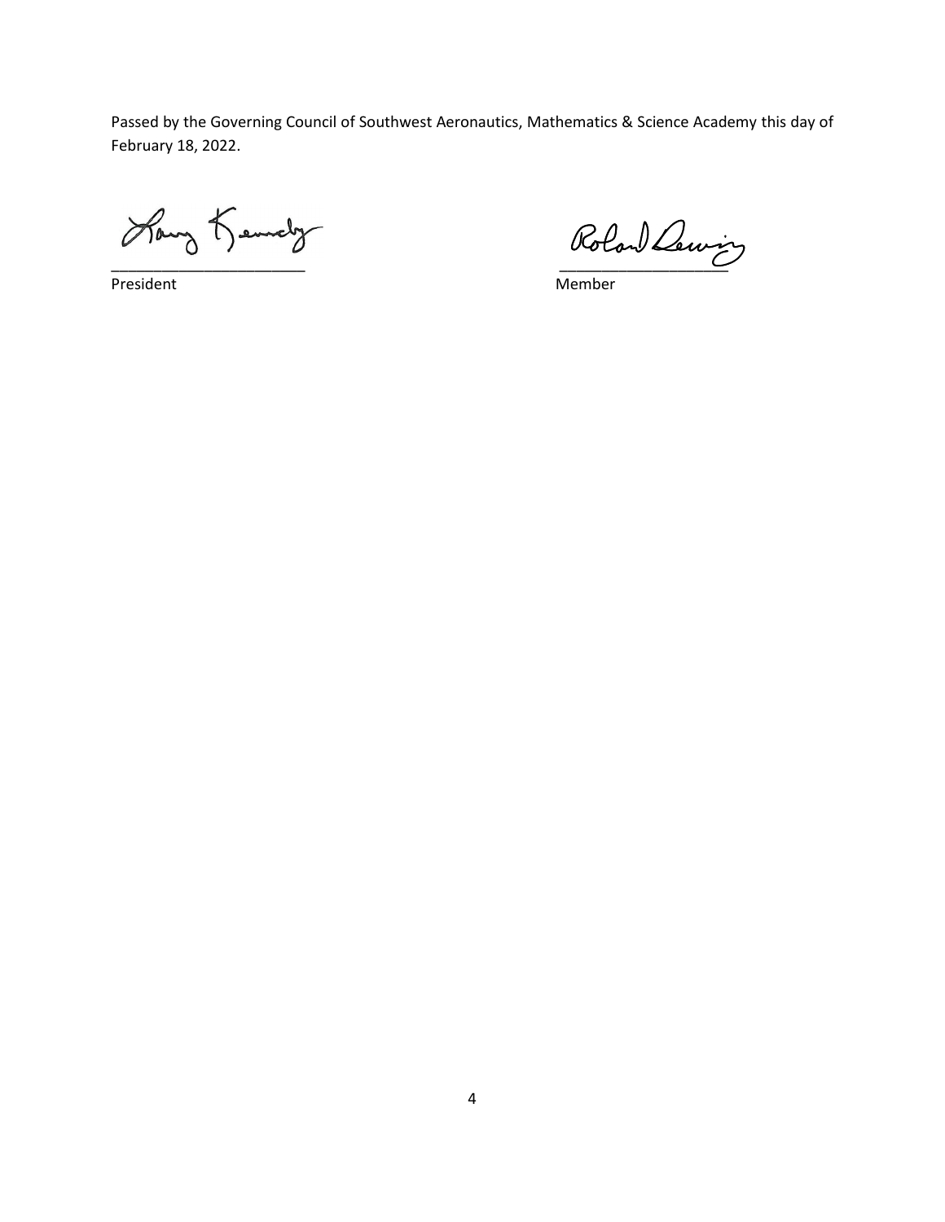Passed by the Governing Council of Southwest Aeronautics, Mathematics & Science Academy this day of February 18, 2022.

\_\_\_\_\_\_\_\_\_\_\_\_\_\_\_\_\_\_\_\_\_\_\_
President

\_\_\_\_\_\_\_\_\_\_\_\_\_\_\_\_\_\_\_\_\_\_\_
Member